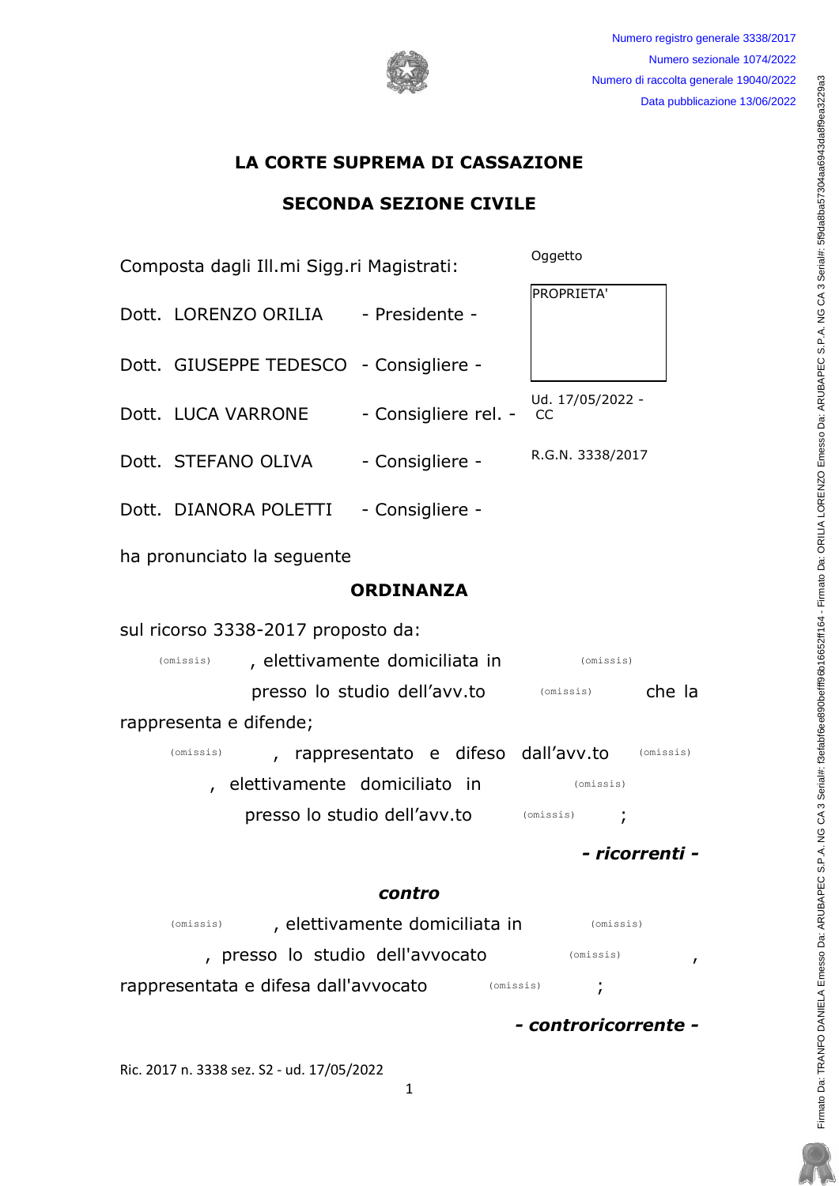Numero registro generale 3338/2017
Numero sezionale 1074/2022
Numero di raccolta generale 19040/2022
Data pubblicazione 13/06/2022

# LA CORTE SUPREMA DI CASSAZIONE

## SECONDA SEZIONE CIVILE

Composta dagli Ill.mi Sigg.ri Magistrati:

Dott. LORENZO ORILIA - Presidente -

Dott. GIUSEPPE TEDESCO - Consigliere -

Dott. LUCA VARRONE - Consigliere rel. -

Dott. STEFANO OLIVA - Consigliere -

Dott. DIANORA POLETTI - Consigliere -

Oggetto

PROPRIETA'

Ud. 17/05/2022 - CC

R.G.N. 3338/2017

ha pronunciato la seguente

## ORDINANZA

sul ricorso 3338-2017 proposto da:

(omissis), elettivamente domiciliata in (omissis) presso lo studio dell'avv.to (omissis) che la rappresenta e difende;

(omissis), rappresentato e difeso dall'avv.to (omissis), elettivamente domiciliato in (omissis) presso lo studio dell'avv.to (omissis);

***- ricorrenti -***

***contro***

(omissis), elettivamente domiciliata in (omissis), presso lo studio dell'avvocato (omissis), rappresentata e difesa dall'avvocato (omissis);

***- controricorrente -***

Ric. 2017 n. 3338 sez. S2 - ud. 17/05/2022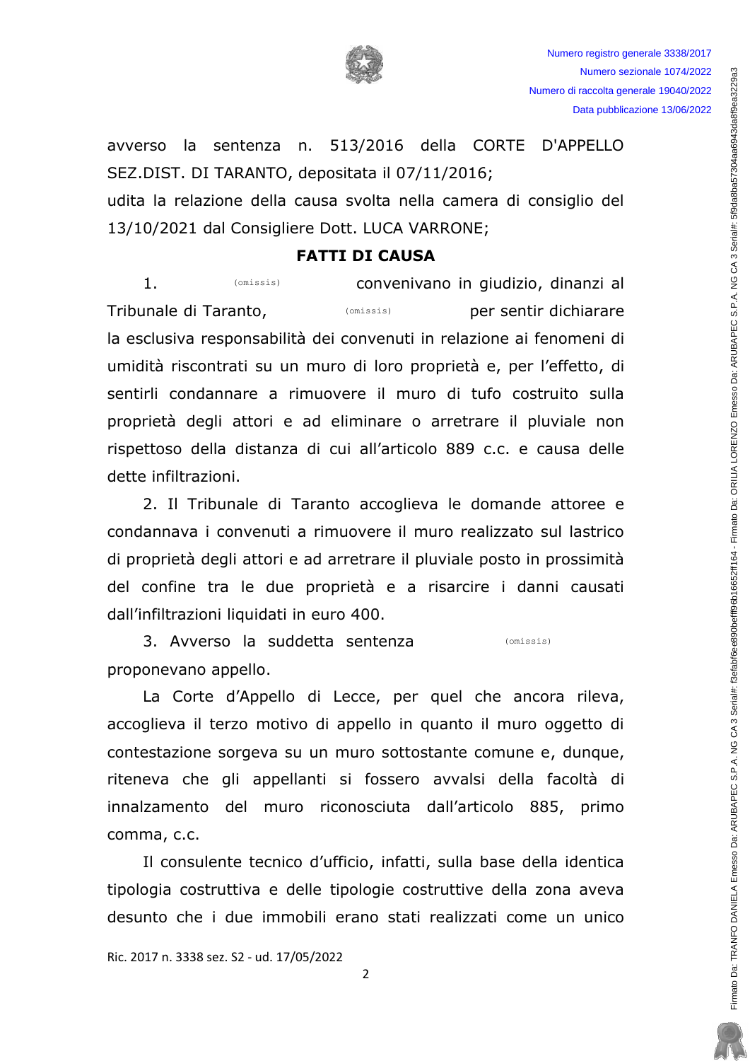avverso la sentenza n. 513/2016 della CORTE D'APPELLO SEZ.DIST. DI TARANTO, depositata il 07/11/2016;

udita la relazione della causa svolta nella camera di consiglio del 13/10/2021 dal Consigliere Dott. LUCA VARRONE;

## FATTI DI CAUSA

1. (omissis) convenivano in giudizio, dinanzi al Tribunale di Taranto, (omissis) per sentir dichiarare la esclusiva responsabilità dei convenuti in relazione ai fenomeni di umidità riscontrati su un muro di loro proprietà e, per l'effetto, di sentirli condannare a rimuovere il muro di tufo costruito sulla proprietà degli attori e ad eliminare o arretrare il pluviale non rispettoso della distanza di cui all'articolo 889 c.c. e causa delle dette infiltrazioni.

2. Il Tribunale di Taranto accoglieva le domande attoree e condannava i convenuti a rimuovere il muro realizzato sul lastrico di proprietà degli attori e ad arretrare il pluviale posto in prossimità del confine tra le due proprietà e a risarcire i danni causati dall'infiltrazioni liquidati in euro 400.

3. Avverso la suddetta sentenza (omissis) proponevano appello.

La Corte d'Appello di Lecce, per quel che ancora rileva, accoglieva il terzo motivo di appello in quanto il muro oggetto di contestazione sorgeva su un muro sottostante comune e, dunque, riteneva che gli appellanti si fossero avvalsi della facoltà di innalzamento del muro riconosciuta dall'articolo 885, primo comma, c.c.

Il consulente tecnico d'ufficio, infatti, sulla base della identica tipologia costruttiva e delle tipologie costruttive della zona aveva desunto che i due immobili erano stati realizzati come un unico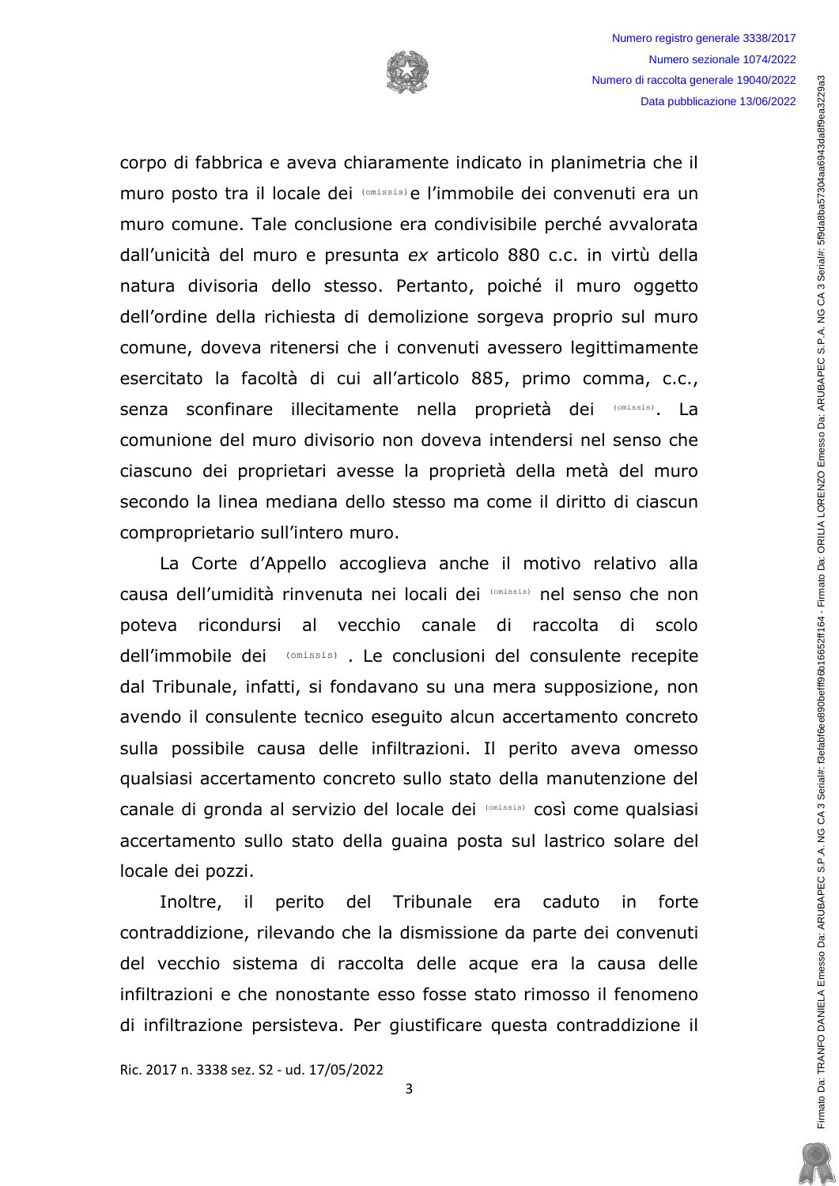corpo di fabbrica e aveva chiaramente indicato in planimetria che il muro posto tra il locale dei (omissis) e l'immobile dei convenuti era un muro comune. Tale conclusione era condivisibile perché avvalorata dall'unicità del muro e presunta *ex* articolo 880 c.c. in virtù della natura divisoria dello stesso. Pertanto, poiché il muro oggetto dell'ordine della richiesta di demolizione sorgeva proprio sul muro comune, doveva ritenersi che i convenuti avessero legittimamente esercitato la facoltà di cui all'articolo 885, primo comma, c.c., senza sconfinare illecitamente nella proprietà dei (omissis). La comunione del muro divisorio non doveva intendersi nel senso che ciascuno dei proprietari avesse la proprietà della metà del muro secondo la linea mediana dello stesso ma come il diritto di ciascun comproprietario sull'intero muro.

La Corte d'Appello accoglieva anche il motivo relativo alla causa dell'umidità rinvenuta nei locali dei (omissis) nel senso che non poteva ricondursi al vecchio canale di raccolta di scolo dell'immobile dei (omissis) . Le conclusioni del consulente recepite dal Tribunale, infatti, si fondavano su una mera supposizione, non avendo il consulente tecnico eseguito alcun accertamento concreto sulla possibile causa delle infiltrazioni. Il perito aveva omesso qualsiasi accertamento concreto sullo stato della manutenzione del canale di gronda al servizio del locale dei (omissis) così come qualsiasi accertamento sullo stato della guaina posta sul lastrico solare del locale dei pozzi.

Inoltre, il perito del Tribunale era caduto in forte contraddizione, rilevando che la dismissione da parte dei convenuti del vecchio sistema di raccolta delle acque era la causa delle infiltrazioni e che nonostante esso fosse stato rimosso il fenomeno di infiltrazione persisteva. Per giustificare questa contraddizione il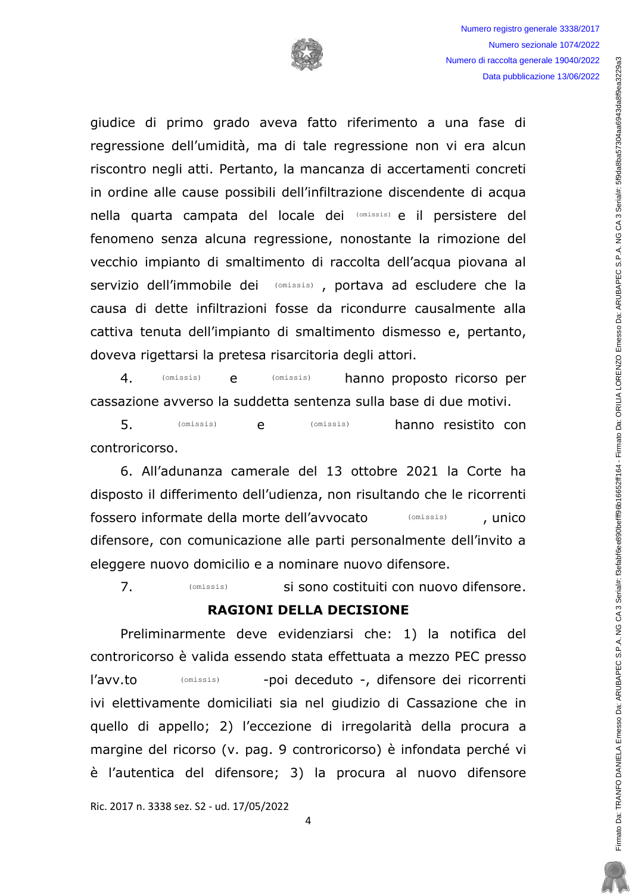giudice di primo grado aveva fatto riferimento a una fase di regressione dell'umidità, ma di tale regressione non vi era alcun riscontro negli atti. Pertanto, la mancanza di accertamenti concreti in ordine alle cause possibili dell'infiltrazione discendente di acqua nella quarta campata del locale dei (omissis) e il persistere del fenomeno senza alcuna regressione, nonostante la rimozione del vecchio impianto di smaltimento di raccolta dell'acqua piovana al servizio dell'immobile dei (omissis), portava ad escludere che la causa di dette infiltrazioni fosse da ricondurre causalmente alla cattiva tenuta dell'impianto di smaltimento dismesso e, pertanto, doveva rigettarsi la pretesa risarcitoria degli attori.

4. (omissis) e (omissis) hanno proposto ricorso per cassazione avverso la suddetta sentenza sulla base di due motivi.

5. (omissis) e (omissis) hanno resistito con controricorso.

6. All'adunanza camerale del 13 ottobre 2021 la Corte ha disposto il differimento dell'udienza, non risultando che le ricorrenti fossero informate della morte dell'avvocato (omissis), unico difensore, con comunicazione alle parti personalmente dell'invito a eleggere nuovo domicilio e a nominare nuovo difensore.

7. (omissis) si sono costituiti con nuovo difensore.

## RAGIONI DELLA DECISIONE

Preliminarmente deve evidenziarsi che: 1) la notifica del controricorso è valida essendo stata effettuata a mezzo PEC presso l'avv.to (omissis) -poi deceduto -, difensore dei ricorrenti ivi elettivamente domiciliati sia nel giudizio di Cassazione che in quello di appello; 2) l'eccezione di irregolarità della procura a margine del ricorso (v. pag. 9 controricorso) è infondata perché vi è l'autentica del difensore; 3) la procura al nuovo difensore

Ric. 2017 n. 3338 sez. S2 - ud. 17/05/2022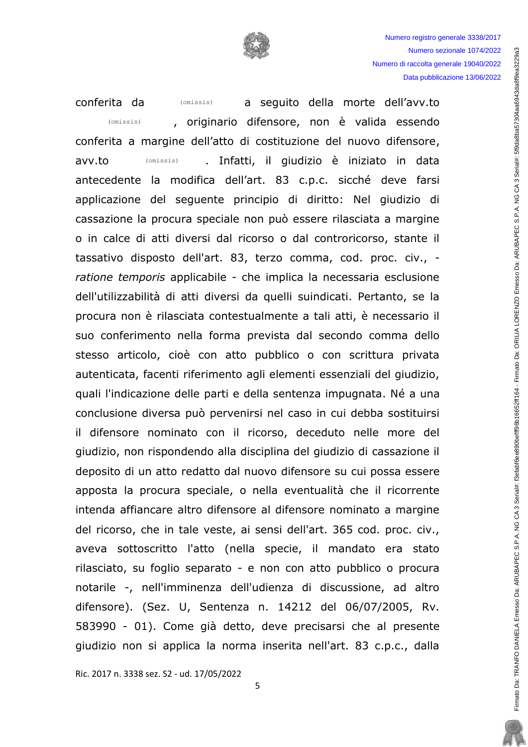conferita da (omissis) a seguito della morte dell'avv.to (omissis), originario difensore, non è valida essendo conferita a margine dell'atto di costituzione del nuovo difensore, avv.to (omissis). Infatti, il giudizio è iniziato in data antecedente la modifica dell'art. 83 c.p.c. sicché deve farsi applicazione del seguente principio di diritto: Nel giudizio di cassazione la procura speciale non può essere rilasciata a margine o in calce di atti diversi dal ricorso o dal controricorso, stante il tassativo disposto dell'art. 83, terzo comma, cod. proc. civ., - *ratione temporis* applicabile - che implica la necessaria esclusione dell'utilizzabilità di atti diversi da quelli suindicati. Pertanto, se la procura non è rilasciata contestualmente a tali atti, è necessario il suo conferimento nella forma prevista dal secondo comma dello stesso articolo, cioè con atto pubblico o con scrittura privata autenticata, facenti riferimento agli elementi essenziali del giudizio, quali l'indicazione delle parti e della sentenza impugnata. Né a una conclusione diversa può pervenirsi nel caso in cui debba sostituirsi il difensore nominato con il ricorso, deceduto nelle more del giudizio, non rispondendo alla disciplina del giudizio di cassazione il deposito di un atto redatto dal nuovo difensore su cui possa essere apposta la procura speciale, o nella eventualità che il ricorrente intenda affiancare altro difensore al difensore nominato a margine del ricorso, che in tale veste, ai sensi dell'art. 365 cod. proc. civ., aveva sottoscritto l'atto (nella specie, il mandato era stato rilasciato, su foglio separato - e non con atto pubblico o procura notarile -, nell'imminenza dell'udienza di discussione, ad altro difensore). (Sez. U, Sentenza n. 14212 del 06/07/2005, Rv. 583990 - 01). Come già detto, deve precisarsi che al presente giudizio non si applica la norma inserita nell'art. 83 c.p.c., dalla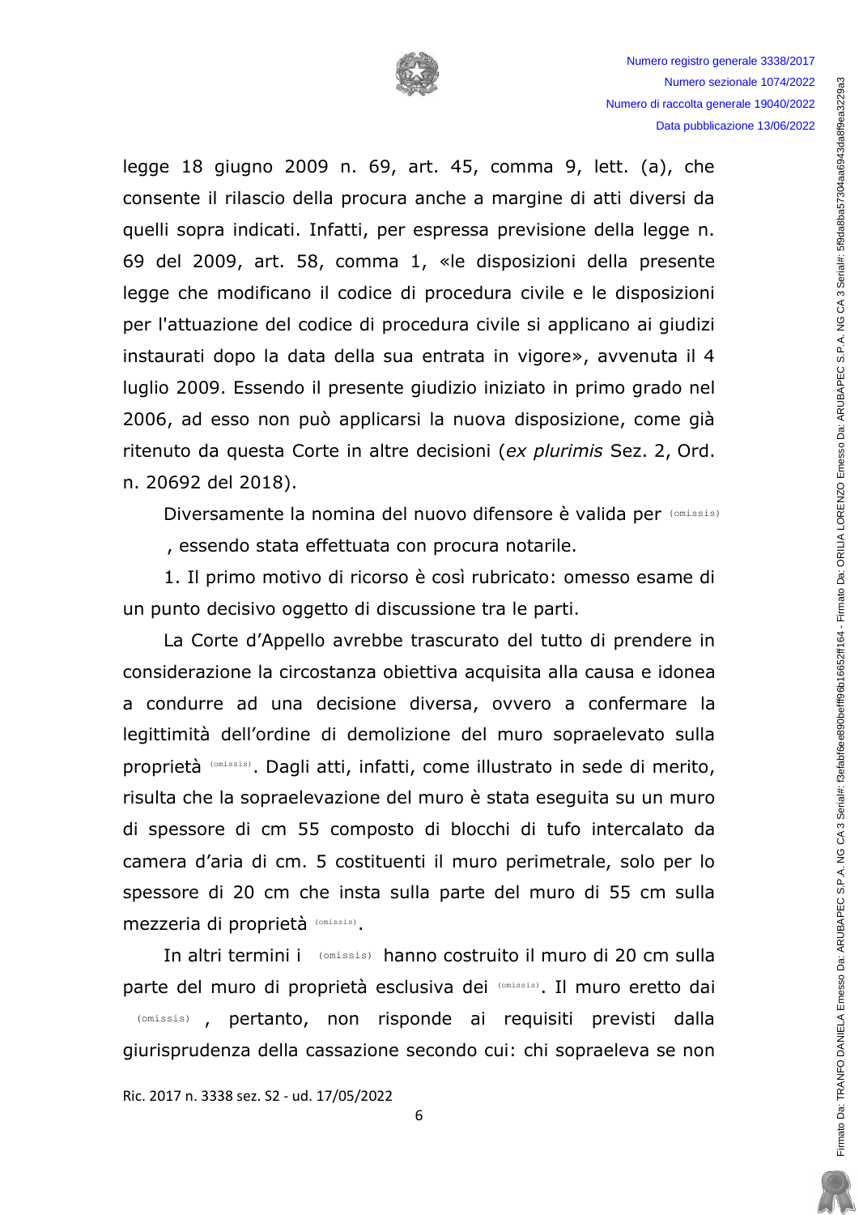legge 18 giugno 2009 n. 69, art. 45, comma 9, lett. (a), che consente il rilascio della procura anche a margine di atti diversi da quelli sopra indicati. Infatti, per espressa previsione della legge n. 69 del 2009, art. 58, comma 1, «le disposizioni della presente legge che modificano il codice di procedura civile e le disposizioni per l'attuazione del codice di procedura civile si applicano ai giudizi instaurati dopo la data della sua entrata in vigore», avvenuta il 4 luglio 2009. Essendo il presente giudizio iniziato in primo grado nel 2006, ad esso non può applicarsi la nuova disposizione, come già ritenuto da questa Corte in altre decisioni (*ex plurimis* Sez. 2, Ord. n. 20692 del 2018).

Diversamente la nomina del nuovo difensore è valida per (omissis), essendo stata effettuata con procura notarile.

1. Il primo motivo di ricorso è così rubricato: omesso esame di un punto decisivo oggetto di discussione tra le parti.

La Corte d'Appello avrebbe trascurato del tutto di prendere in considerazione la circostanza obiettiva acquisita alla causa e idonea a condurre ad una decisione diversa, ovvero a confermare la legittimità dell'ordine di demolizione del muro sopraelevato sulla proprietà (omissis). Dagli atti, infatti, come illustrato in sede di merito, risulta che la sopraelevazione del muro è stata eseguita su un muro di spessore di cm 55 composto di blocchi di tufo intercalato da camera d'aria di cm. 5 costituenti il muro perimetrale, solo per lo spessore di 20 cm che insta sulla parte del muro di 55 cm sulla mezzeria di proprietà (omissis).

In altri termini i (omissis) hanno costruito il muro di 20 cm sulla parte del muro di proprietà esclusiva dei (omissis). Il muro eretto dai (omissis), pertanto, non risponde ai requisiti previsti dalla giurisprudenza della cassazione secondo cui: chi sopraeleva se non

Ric. 2017 n. 3338 sez. S2 - ud. 17/05/2022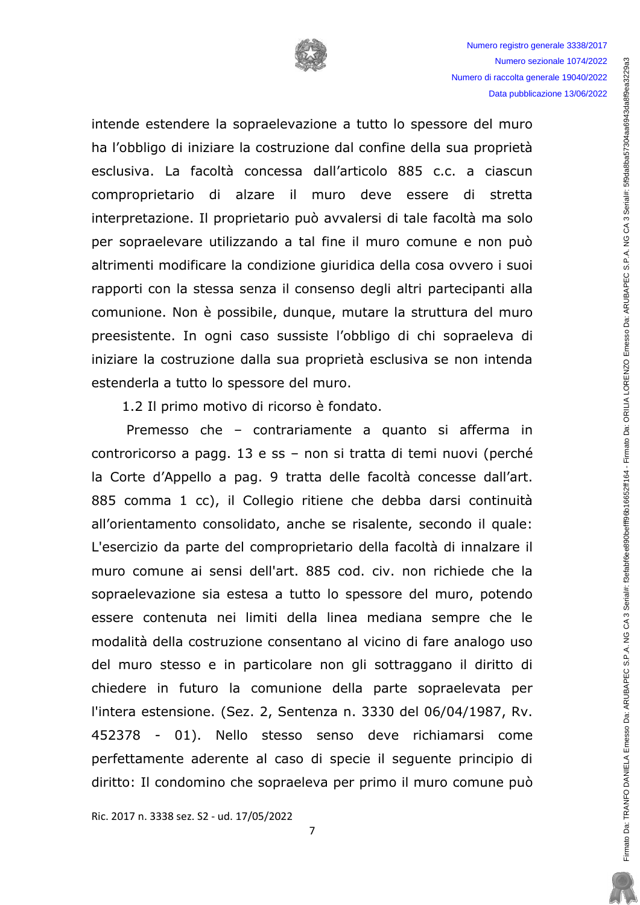intende estendere la sopraelevazione a tutto lo spessore del muro ha l'obbligo di iniziare la costruzione dal confine della sua proprietà esclusiva. La facoltà concessa dall'articolo 885 c.c. a ciascun comproprietario di alzare il muro deve essere di stretta interpretazione. Il proprietario può avvalersi di tale facoltà ma solo per sopraelevare utilizzando a tal fine il muro comune e non può altrimenti modificare la condizione giuridica della cosa ovvero i suoi rapporti con la stessa senza il consenso degli altri partecipanti alla comunione. Non è possibile, dunque, mutare la struttura del muro preesistente. In ogni caso sussiste l'obbligo di chi sopraeleva di iniziare la costruzione dalla sua proprietà esclusiva se non intenda estenderla a tutto lo spessore del muro.

1.2 Il primo motivo di ricorso è fondato.

Premesso che – contrariamente a quanto si afferma in controricorso a pagg. 13 e ss – non si tratta di temi nuovi (perché la Corte d'Appello a pag. 9 tratta delle facoltà concesse dall'art. 885 comma 1 cc), il Collegio ritiene che debba darsi continuità all'orientamento consolidato, anche se risalente, secondo il quale: L'esercizio da parte del comproprietario della facoltà di innalzare il muro comune ai sensi dell'art. 885 cod. civ. non richiede che la sopraelevazione sia estesa a tutto lo spessore del muro, potendo essere contenuta nei limiti della linea mediana sempre che le modalità della costruzione consentano al vicino di fare analogo uso del muro stesso e in particolare non gli sottraggano il diritto di chiedere in futuro la comunione della parte sopraelevata per l'intera estensione. (Sez. 2, Sentenza n. 3330 del 06/04/1987, Rv. 452378 - 01). Nello stesso senso deve richiamarsi come perfettamente aderente al caso di specie il seguente principio di diritto: Il condomino che sopraeleva per primo il muro comune può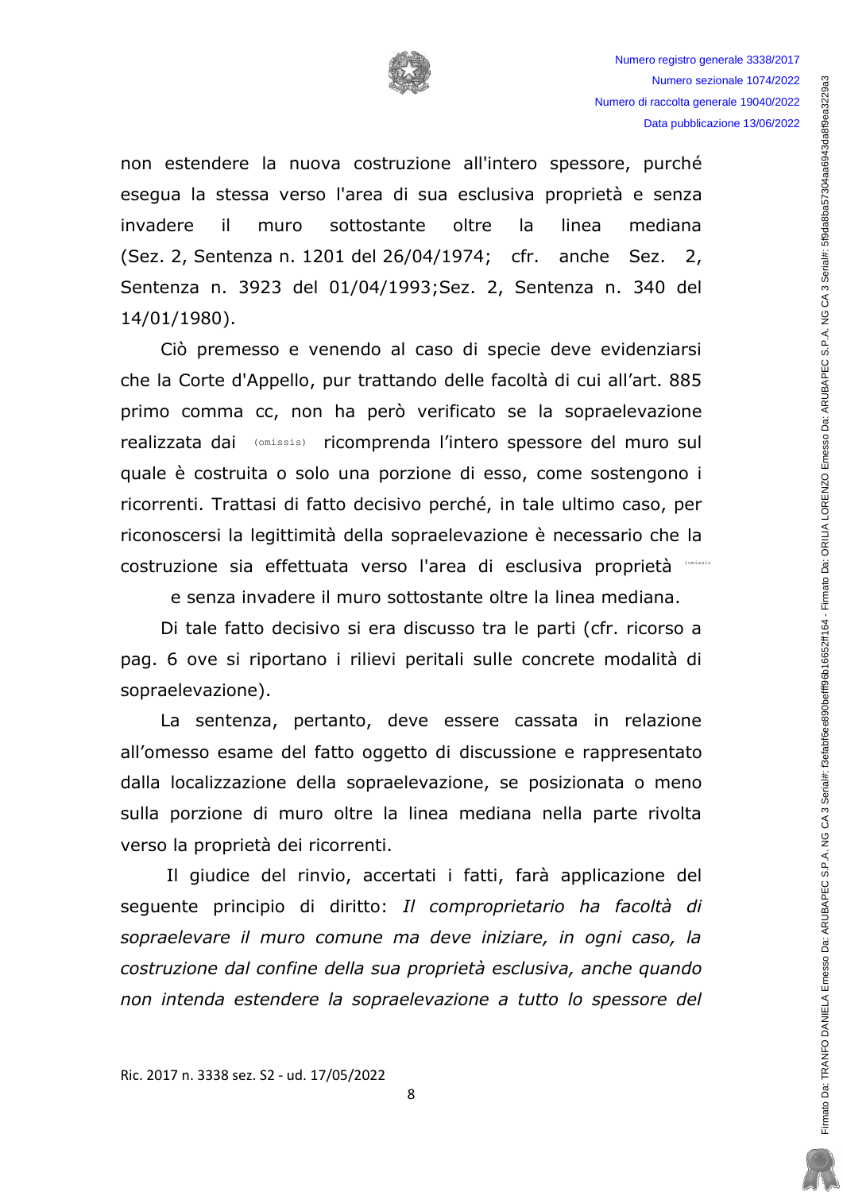non estendere la nuova costruzione all'intero spessore, purché esegua la stessa verso l'area di sua esclusiva proprietà e senza invadere il muro sottostante oltre la linea mediana (Sez. 2, Sentenza n. 1201 del 26/04/1974; cfr. anche Sez. 2, Sentenza n. 3923 del 01/04/1993;Sez. 2, Sentenza n. 340 del 14/01/1980).

Ciò premesso e venendo al caso di specie deve evidenziarsi che la Corte d'Appello, pur trattando delle facoltà di cui all'art. 885 primo comma cc, non ha però verificato se la sopraelevazione realizzata dai (omissis) ricomprenda l'intero spessore del muro sul quale è costruita o solo una porzione di esso, come sostengono i ricorrenti. Trattasi di fatto decisivo perché, in tale ultimo caso, per riconoscersi la legittimità della sopraelevazione è necessario che la costruzione sia effettuata verso l'area di esclusiva proprietà (omissis) e senza invadere il muro sottostante oltre la linea mediana.

Di tale fatto decisivo si era discusso tra le parti (cfr. ricorso a pag. 6 ove si riportano i rilievi peritali sulle concrete modalità di sopraelevazione).

La sentenza, pertanto, deve essere cassata in relazione all'omesso esame del fatto oggetto di discussione e rappresentato dalla localizzazione della sopraelevazione, se posizionata o meno sulla porzione di muro oltre la linea mediana nella parte rivolta verso la proprietà dei ricorrenti.

Il giudice del rinvio, accertati i fatti, farà applicazione del seguente principio di diritto: *Il comproprietario ha facoltà di sopraelevare il muro comune ma deve iniziare, in ogni caso, la costruzione dal confine della sua proprietà esclusiva, anche quando non intenda estendere la sopraelevazione a tutto lo spessore del*

Ric. 2017 n. 3338 sez. S2 - ud. 17/05/2022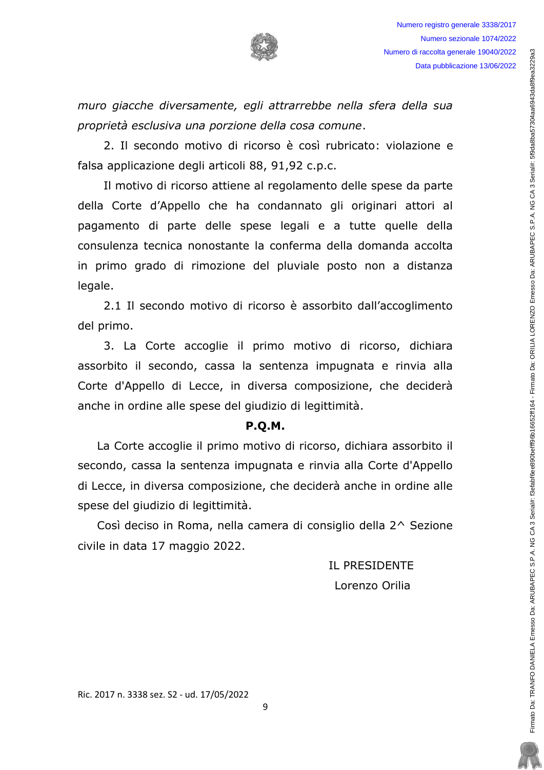*muro giacche diversamente, egli attrarrebbe nella sfera della sua proprietà esclusiva una porzione della cosa comune*.

2. Il secondo motivo di ricorso è così rubricato: violazione e falsa applicazione degli articoli 88, 91,92 c.p.c.

Il motivo di ricorso attiene al regolamento delle spese da parte della Corte d'Appello che ha condannato gli originari attori al pagamento di parte delle spese legali e a tutte quelle della consulenza tecnica nonostante la conferma della domanda accolta in primo grado di rimozione del pluviale posto non a distanza legale.

2.1 Il secondo motivo di ricorso è assorbito dall'accoglimento del primo.

3. La Corte accoglie il primo motivo di ricorso, dichiara assorbito il secondo, cassa la sentenza impugnata e rinvia alla Corte d'Appello di Lecce, in diversa composizione, che deciderà anche in ordine alle spese del giudizio di legittimità.

**P.Q.M.**

La Corte accoglie il primo motivo di ricorso, dichiara assorbito il secondo, cassa la sentenza impugnata e rinvia alla Corte d'Appello di Lecce, in diversa composizione, che deciderà anche in ordine alle spese del giudizio di legittimità.

Così deciso in Roma, nella camera di consiglio della 2^ Sezione civile in data 17 maggio 2022.

IL PRESIDENTE
Lorenzo Orilia